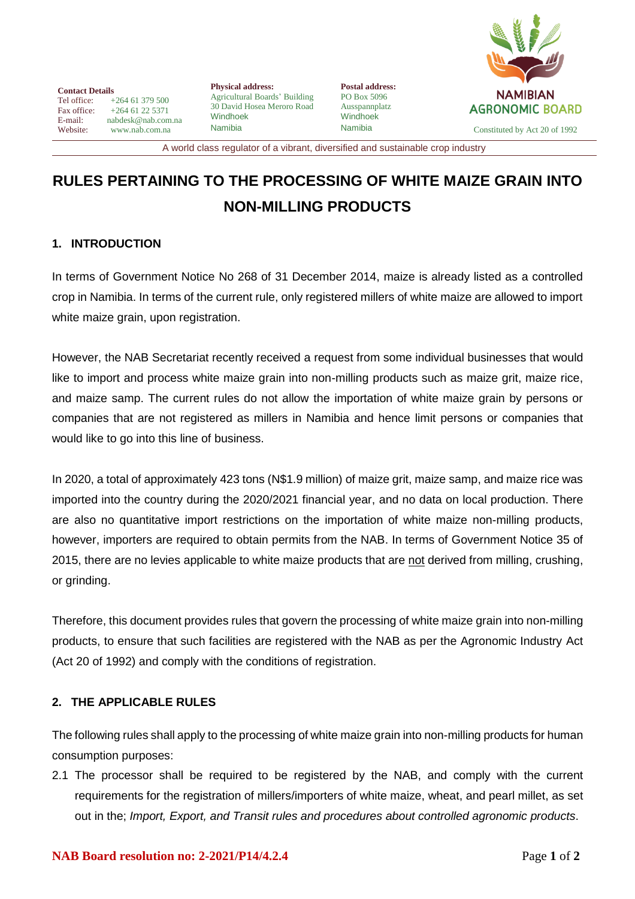**Contact Details**
Tel office: +264 61 379 500
Fax office: +264 61 22 5371
E-mail: nabdesk@nab.com.na
Website: www.nab.com.na

**Physical address:**
Agricultural Boards' Building
30 David Hosea Meroro Road
Windhoek
Namibia

**Postal address:**
PO Box 5096
Ausspannplatz
Windhoek
Namibia

NAMIBIAN AGRONOMIC BOARD
Constituted by Act 20 of 1992

A world class regulator of a vibrant, diversified and sustainable crop industry

# RULES PERTAINING TO THE PROCESSING OF WHITE MAIZE GRAIN INTO NON-MILLING PRODUCTS

## 1. INTRODUCTION

In terms of Government Notice No 268 of 31 December 2014, maize is already listed as a controlled crop in Namibia. In terms of the current rule, only registered millers of white maize are allowed to import white maize grain, upon registration.

However, the NAB Secretariat recently received a request from some individual businesses that would like to import and process white maize grain into non-milling products such as maize grit, maize rice, and maize samp. The current rules do not allow the importation of white maize grain by persons or companies that are not registered as millers in Namibia and hence limit persons or companies that would like to go into this line of business.

In 2020, a total of approximately 423 tons (N$1.9 million) of maize grit, maize samp, and maize rice was imported into the country during the 2020/2021 financial year, and no data on local production. There are also no quantitative import restrictions on the importation of white maize non-milling products, however, importers are required to obtain permits from the NAB. In terms of Government Notice 35 of 2015, there are no levies applicable to white maize products that are not derived from milling, crushing, or grinding.

Therefore, this document provides rules that govern the processing of white maize grain into non-milling products, to ensure that such facilities are registered with the NAB as per the Agronomic Industry Act (Act 20 of 1992) and comply with the conditions of registration.

## 2. THE APPLICABLE RULES

The following rules shall apply to the processing of white maize grain into non-milling products for human consumption purposes:

2.1 The processor shall be required to be registered by the NAB, and comply with the current requirements for the registration of millers/importers of white maize, wheat, and pearl millet, as set out in the; *Import, Export, and Transit rules and procedures about controlled agronomic products*.

**NAB Board resolution no: 2-2021/P14/4.2.4**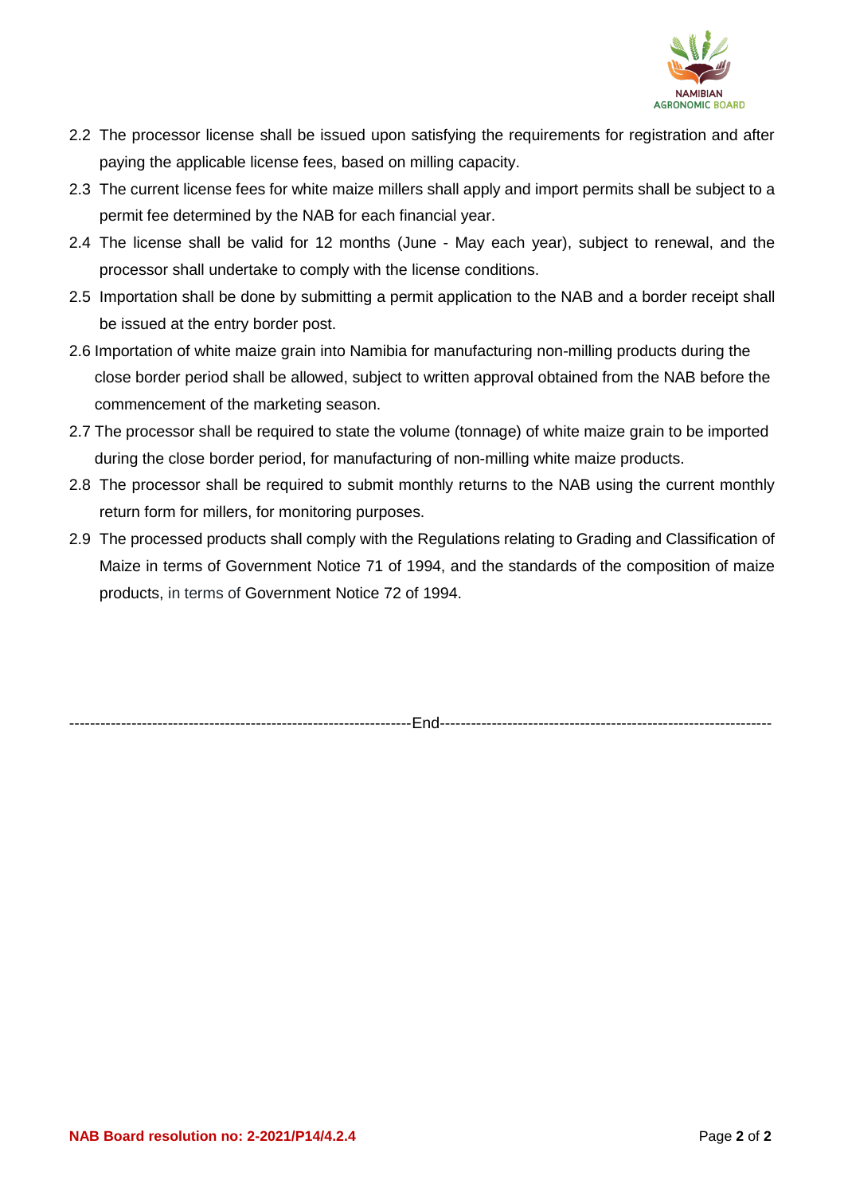2.2 The processor license shall be issued upon satisfying the requirements for registration and after paying the applicable license fees, based on milling capacity.

2.3 The current license fees for white maize millers shall apply and import permits shall be subject to a permit fee determined by the NAB for each financial year.

2.4 The license shall be valid for 12 months (June - May each year), subject to renewal, and the processor shall undertake to comply with the license conditions.

2.5 Importation shall be done by submitting a permit application to the NAB and a border receipt shall be issued at the entry border post.

2.6 Importation of white maize grain into Namibia for manufacturing non-milling products during the close border period shall be allowed, subject to written approval obtained from the NAB before the commencement of the marketing season.

2.7 The processor shall be required to state the volume (tonnage) of white maize grain to be imported during the close border period, for manufacturing of non-milling white maize products.

2.8 The processor shall be required to submit monthly returns to the NAB using the current monthly return form for millers, for monitoring purposes.

2.9 The processed products shall comply with the Regulations relating to Grading and Classification of Maize in terms of Government Notice 71 of 1994, and the standards of the composition of maize products, in terms of Government Notice 72 of 1994.

-----------------------------------------------------------------End-----------------------------------------------------------------